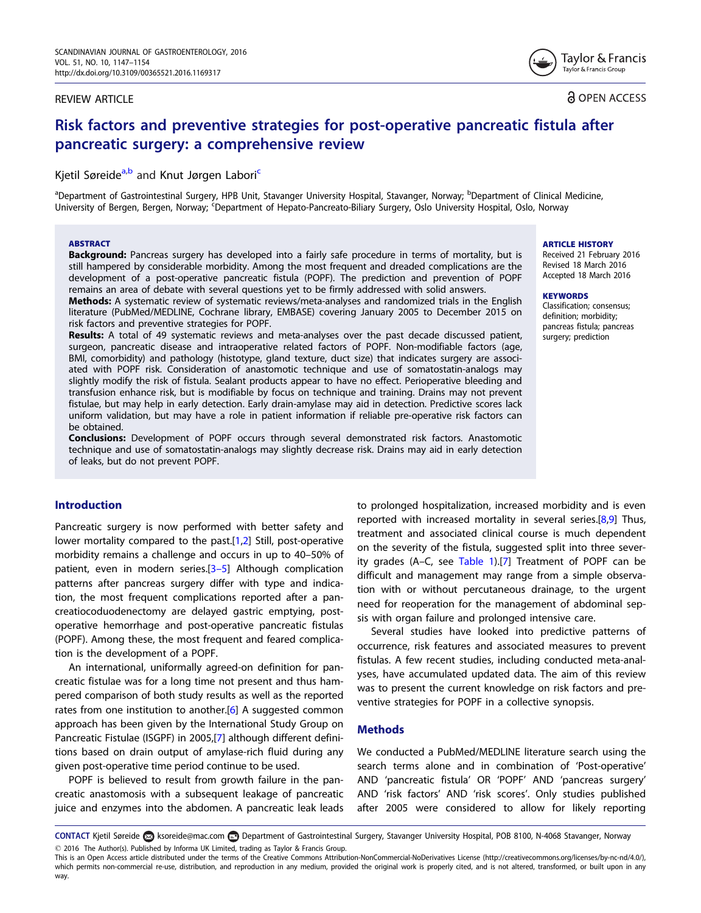REVIEW ARTICLE

OPEN ACCESS

# Risk factors and preventive strategies for post-operative pancreatic fistula after pancreatic surgery: a comprehensive review

Kjetil Søreide[a,b] and Knut Jørgen Labori[c]

[a]Department of Gastrointestinal Surgery, HPB Unit, Stavanger University Hospital, Stavanger, Norway; [b]Department of Clinical Medicine, University of Bergen, Bergen, Norway; [c]Department of Hepato-Pancreato-Biliary Surgery, Oslo University Hospital, Oslo, Norway

## ABSTRACT

**Background:** Pancreas surgery has developed into a fairly safe procedure in terms of mortality, but is still hampered by considerable morbidity. Among the most frequent and dreaded complications are the development of a post-operative pancreatic fistula (POPF). The prediction and prevention of POPF remains an area of debate with several questions yet to be firmly addressed with solid answers.

**Methods:** A systematic review of systematic reviews/meta-analyses and randomized trials in the English literature (PubMed/MEDLINE, Cochrane library, EMBASE) covering January 2005 to December 2015 on risk factors and preventive strategies for POPF.

**Results:** A total of 49 systematic reviews and meta-analyses over the past decade discussed patient, surgeon, pancreatic disease and intraoperative related factors of POPF. Non-modifiable factors (age, BMI, comorbidity) and pathology (histotype, gland texture, duct size) that indicates surgery are associated with POPF risk. Consideration of anastomotic technique and use of somatostatin-analogs may slightly modify the risk of fistula. Sealant products appear to have no effect. Perioperative bleeding and transfusion enhance risk, but is modifiable by focus on technique and training. Drains may not prevent fistulae, but may help in early detection. Early drain-amylase may aid in detection. Predictive scores lack uniform validation, but may have a role in patient information if reliable pre-operative risk factors can be obtained.

**Conclusions:** Development of POPF occurs through several demonstrated risk factors. Anastomotic technique and use of somatostatin-analogs may slightly decrease risk. Drains may aid in early detection of leaks, but do not prevent POPF.

**ARTICLE HISTORY**
Received 21 February 2016
Revised 18 March 2016
Accepted 18 March 2016

**KEYWORDS**
Classification; consensus; definition; morbidity; pancreas fistula; pancreas surgery; prediction

## Introduction

Pancreatic surgery is now performed with better safety and lower mortality compared to the past.[1,2] Still, post-operative morbidity remains a challenge and occurs in up to 40–50% of patient, even in modern series.[3–5] Although complication patterns after pancreas surgery differ with type and indication, the most frequent complications reported after a pancreatiocoduodenectomy are delayed gastric emptying, post-operative hemorrhage and post-operative pancreatic fistulas (POPF). Among these, the most frequent and feared complication is the development of a POPF.

An international, uniformly agreed-on definition for pancreatic fistulae was for a long time not present and thus hampered comparison of both study results as well as the reported rates from one institution to another.[6] A suggested common approach has been given by the International Study Group on Pancreatic Fistulae (ISGPF) in 2005,[7] although different definitions based on drain output of amylase-rich fluid during any given post-operative time period continue to be used.

POPF is believed to result from growth failure in the pancreatic anastomosis with a subsequent leakage of pancreatic juice and enzymes into the abdomen. A pancreatic leak leads to prolonged hospitalization, increased morbidity and is even reported with increased mortality in several series.[8,9] Thus, treatment and associated clinical course is much dependent on the severity of the fistula, suggested split into three severity grades (A–C, see Table 1).[7] Treatment of POPF can be difficult and management may range from a simple observation with or without percutaneous drainage, to the urgent need for reoperation for the management of abdominal sepsis with organ failure and prolonged intensive care.

Several studies have looked into predictive patterns of occurrence, risk features and associated measures to prevent fistulas. A few recent studies, including conducted meta-analyses, have accumulated updated data. The aim of this review was to present the current knowledge on risk factors and preventive strategies for POPF in a collective synopsis.

## Methods

We conducted a PubMed/MEDLINE literature search using the search terms alone and in combination of 'Post-operative' AND 'pancreatic fistula' OR 'POPF' AND 'pancreas surgery' AND 'risk factors' AND 'risk scores'. Only studies published after 2005 were considered to allow for likely reporting

CONTACT Kjetil Søreide ksoreide@mac.com Department of Gastrointestinal Surgery, Stavanger University Hospital, POB 8100, N-4068 Stavanger, Norway

© 2016 The Author(s). Published by Informa UK Limited, trading as Taylor & Francis Group.
This is an Open Access article distributed under the terms of the Creative Commons Attribution-NonCommercial-NoDerivatives License (http://creativecommons.org/licenses/by-nc-nd/4.0/), which permits non-commercial re-use, distribution, and reproduction in any medium, provided the original work is properly cited, and is not altered, transformed, or built upon in any way.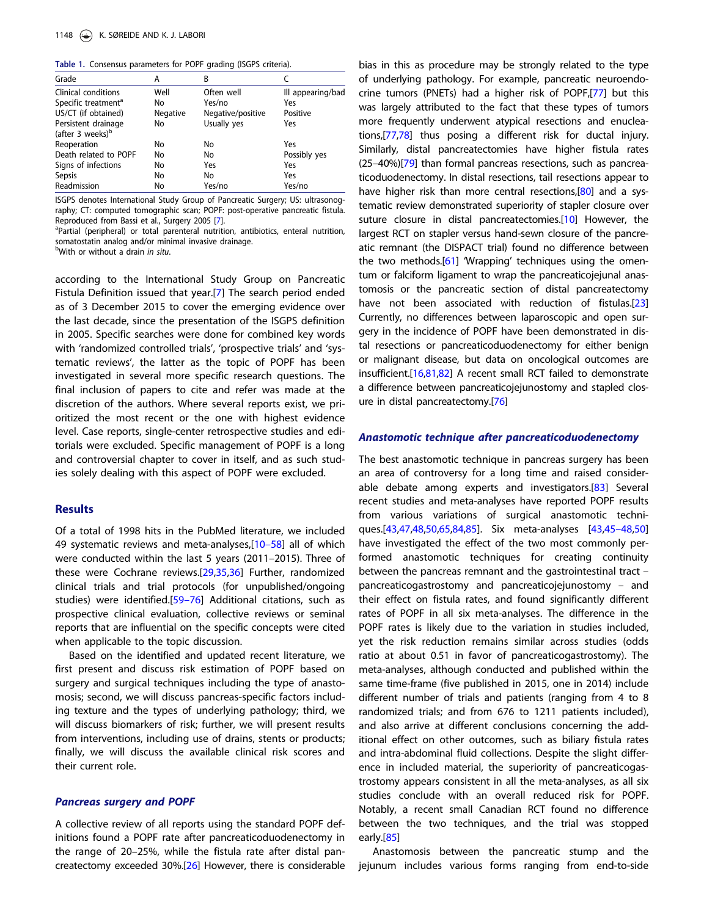**Table 1.** Consensus parameters for POPF grading (ISGPS criteria).

| Grade | A | B | C |
|---|---|---|---|
| Clinical conditions | Well | Often well | Ill appearing/bad |
| Specific treatment[a] | No | Yes/no | Yes |
| US/CT (if obtained) | Negative | Negative/positive | Positive |
| Persistent drainage (after 3 weeks)[b] | No | Usually yes | Yes |
| Reoperation | No | No | Yes |
| Death related to POPF | No | No | Possibly yes |
| Signs of infections | No | Yes | Yes |
| Sepsis | No | No | Yes |
| Readmission | No | Yes/no | Yes/no |

ISGPS denotes International Study Group of Pancreatic Surgery; US: ultrasonography; CT: computed tomographic scan; POPF: post-operative pancreatic fistula. Reproduced from Bassi et al., Surgery 2005 [7].

[a]Partial (peripheral) or total parenteral nutrition, antibiotics, enteral nutrition, somatostatin analog and/or minimal invasive drainage.

[b]With or without a drain *in situ*.

according to the International Study Group on Pancreatic Fistula Definition issued that year.[7] The search period ended as of 3 December 2015 to cover the emerging evidence over the last decade, since the presentation of the ISGPS definition in 2005. Specific searches were done for combined key words with 'randomized controlled trials', 'prospective trials' and 'systematic reviews', the latter as the topic of POPF has been investigated in several more specific research questions. The final inclusion of papers to cite and refer was made at the discretion of the authors. Where several reports exist, we prioritized the most recent or the one with highest evidence level. Case reports, single-center retrospective studies and editorials were excluded. Specific management of POPF is a long and controversial chapter to cover in itself, and as such studies solely dealing with this aspect of POPF were excluded.

## Results

Of a total of 1998 hits in the PubMed literature, we included 49 systematic reviews and meta-analyses,[10–58] all of which were conducted within the last 5 years (2011–2015). Three of these were Cochrane reviews.[29,35,36] Further, randomized clinical trials and trial protocols (for unpublished/ongoing studies) were identified.[59–76] Additional citations, such as prospective clinical evaluation, collective reviews or seminal reports that are influential on the specific concepts were cited when applicable to the topic discussion.

Based on the identified and updated recent literature, we first present and discuss risk estimation of POPF based on surgery and surgical techniques including the type of anastomosis; second, we will discuss pancreas-specific factors including texture and the types of underlying pathology; third, we will discuss biomarkers of risk; further, we will present results from interventions, including use of drains, stents or products; finally, we will discuss the available clinical risk scores and their current role.

### *Pancreas surgery and POPF*

A collective review of all reports using the standard POPF definitions found a POPF rate after pancreaticoduodenectomy in the range of 20–25%, while the fistula rate after distal pancreatectomy exceeded 30%.[26] However, there is considerable bias in this as procedure may be strongly related to the type of underlying pathology. For example, pancreatic neuroendocrine tumors (PNETs) had a higher risk of POPF,[77] but this was largely attributed to the fact that these types of tumors more frequently underwent atypical resections and enucleations,[77,78] thus posing a different risk for ductal injury. Similarly, distal pancreatectomies have higher fistula rates (25–40%)[79] than formal pancreas resections, such as pancreaticoduodenectomy. In distal resections, tail resections appear to have higher risk than more central resections,[80] and a systematic review demonstrated superiority of stapler closure over suture closure in distal pancreatectomies.[10] However, the largest RCT on stapler versus hand-sewn closure of the pancreatic remnant (the DISPACT trial) found no difference between the two methods.[61] 'Wrapping' techniques using the omentum or falciform ligament to wrap the pancreaticojejunal anastomosis or the pancreatic section of distal pancreatectomy have not been associated with reduction of fistulas.[23] Currently, no differences between laparoscopic and open surgery in the incidence of POPF have been demonstrated in distal resections or pancreaticoduodenectomy for either benign or malignant disease, but data on oncological outcomes are insufficient.[16,81,82] A recent small RCT failed to demonstrate a difference between pancreaticojejunostomy and stapled closure in distal pancreatectomy.[76]

### *Anastomotic technique after pancreaticoduodenectomy*

The best anastomotic technique in pancreas surgery has been an area of controversy for a long time and raised considerable debate among experts and investigators.[83] Several recent studies and meta-analyses have reported POPF results from various variations of surgical anastomotic techniques.[43,47,48,50,65,84,85]. Six meta-analyses [43,45–48,50] have investigated the effect of the two most commonly performed anastomotic techniques for creating continuity between the pancreas remnant and the gastrointestinal tract – pancreaticogastrostomy and pancreaticojejunostomy – and their effect on fistula rates, and found significantly different rates of POPF in all six meta-analyses. The difference in the POPF rates is likely due to the variation in studies included, yet the risk reduction remains similar across studies (odds ratio at about 0.51 in favor of pancreaticogastrostomy). The meta-analyses, although conducted and published within the same time-frame (five published in 2015, one in 2014) include different number of trials and patients (ranging from 4 to 8 randomized trials; and from 676 to 1211 patients included), and also arrive at different conclusions concerning the additional effect on other outcomes, such as biliary fistula rates and intra-abdominal fluid collections. Despite the slight difference in included material, the superiority of pancreaticogastrostomy appears consistent in all the meta-analyses, as all six studies conclude with an overall reduced risk for POPF. Notably, a recent small Canadian RCT found no difference between the two techniques, and the trial was stopped early.[85]

Anastomosis between the pancreatic stump and the jejunum includes various forms ranging from end-to-side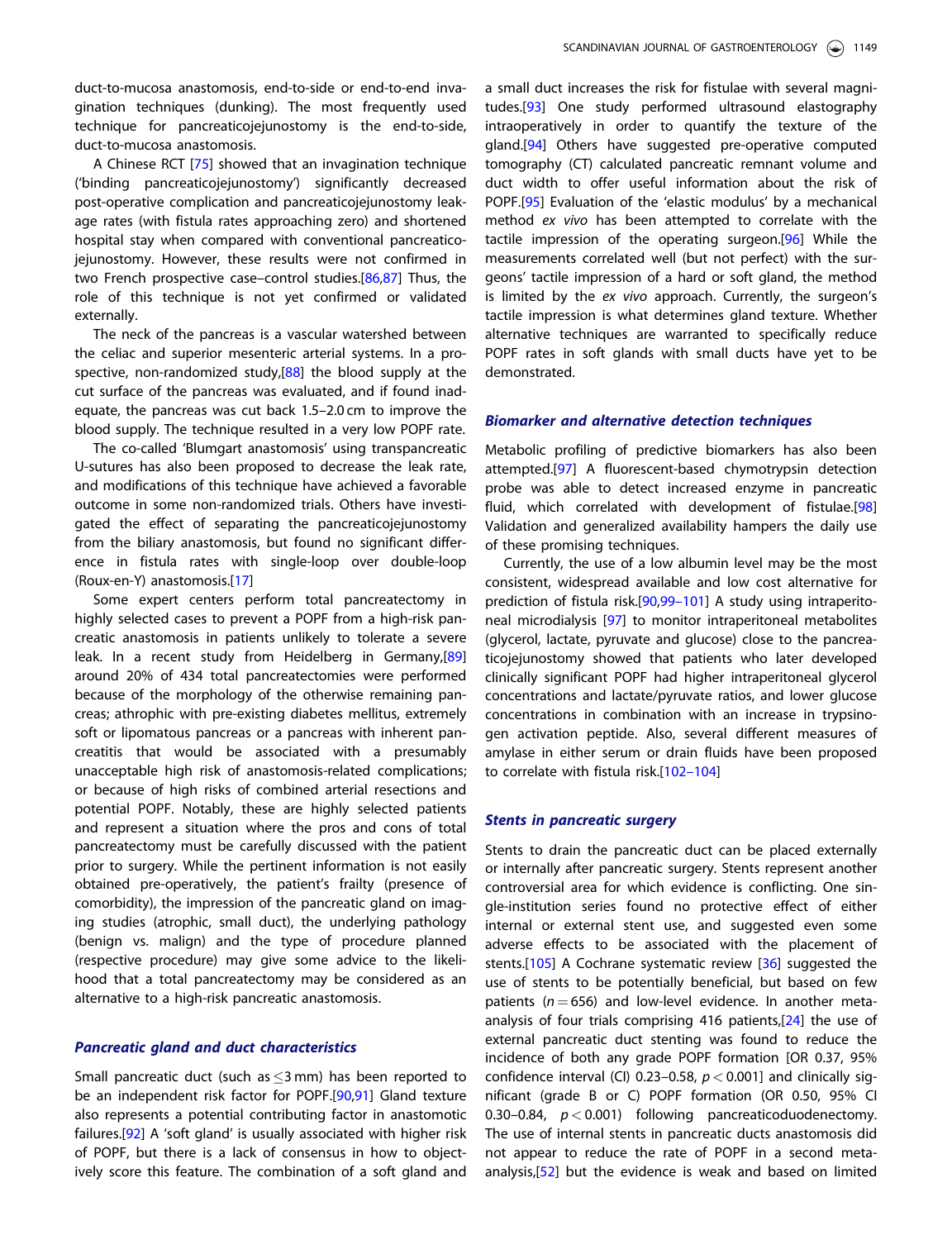duct-to-mucosa anastomosis, end-to-side or end-to-end invagination techniques (dunking). The most frequently used technique for pancreaticojejunostomy is the end-to-side, duct-to-mucosa anastomosis.

A Chinese RCT [75] showed that an invagination technique ('binding pancreaticojejunostomy') significantly decreased post-operative complication and pancreaticojejunostomy leakage rates (with fistula rates approaching zero) and shortened hospital stay when compared with conventional pancreaticojejunostomy. However, these results were not confirmed in two French prospective case–control studies.[86,87] Thus, the role of this technique is not yet confirmed or validated externally.

The neck of the pancreas is a vascular watershed between the celiac and superior mesenteric arterial systems. In a prospective, non-randomized study,[88] the blood supply at the cut surface of the pancreas was evaluated, and if found inadequate, the pancreas was cut back 1.5–2.0 cm to improve the blood supply. The technique resulted in a very low POPF rate.

The co-called 'Blumgart anastomosis' using transpancreatic U-sutures has also been proposed to decrease the leak rate, and modifications of this technique have achieved a favorable outcome in some non-randomized trials. Others have investigated the effect of separating the pancreaticojejunostomy from the biliary anastomosis, but found no significant difference in fistula rates with single-loop over double-loop (Roux-en-Y) anastomosis.[17]

Some expert centers perform total pancreatectomy in highly selected cases to prevent a POPF from a high-risk pancreatic anastomosis in patients unlikely to tolerate a severe leak. In a recent study from Heidelberg in Germany,[89] around 20% of 434 total pancreatectomies were performed because of the morphology of the otherwise remaining pancreas; athrophic with pre-existing diabetes mellitus, extremely soft or lipomatous pancreas or a pancreas with inherent pancreatitis that would be associated with a presumably unacceptable high risk of anastomosis-related complications; or because of high risks of combined arterial resections and potential POPF. Notably, these are highly selected patients and represent a situation where the pros and cons of total pancreatectomy must be carefully discussed with the patient prior to surgery. While the pertinent information is not easily obtained pre-operatively, the patient's frailty (presence of comorbidity), the impression of the pancreatic gland on imaging studies (atrophic, small duct), the underlying pathology (benign vs. malign) and the type of procedure planned (respective procedure) may give some advice to the likelihood that a total pancreatectomy may be considered as an alternative to a high-risk pancreatic anastomosis.

### *Pancreatic gland and duct characteristics*

Small pancreatic duct (such as ≤3 mm) has been reported to be an independent risk factor for POPF.[90,91] Gland texture also represents a potential contributing factor in anastomotic failures.[92] A 'soft gland' is usually associated with higher risk of POPF, but there is a lack of consensus in how to objectively score this feature. The combination of a soft gland and a small duct increases the risk for fistulae with several magnitudes.[93] One study performed ultrasound elastography intraoperatively in order to quantify the texture of the gland.[94] Others have suggested pre-operative computed tomography (CT) calculated pancreatic remnant volume and duct width to offer useful information about the risk of POPF.[95] Evaluation of the 'elastic modulus' by a mechanical method *ex vivo* has been attempted to correlate with the tactile impression of the operating surgeon.[96] While the measurements correlated well (but not perfect) with the surgeons' tactile impression of a hard or soft gland, the method is limited by the *ex vivo* approach. Currently, the surgeon's tactile impression is what determines gland texture. Whether alternative techniques are warranted to specifically reduce POPF rates in soft glands with small ducts have yet to be demonstrated.

### *Biomarker and alternative detection techniques*

Metabolic profiling of predictive biomarkers has also been attempted.[97] A fluorescent-based chymotrypsin detection probe was able to detect increased enzyme in pancreatic fluid, which correlated with development of fistulae.[98] Validation and generalized availability hampers the daily use of these promising techniques.

Currently, the use of a low albumin level may be the most consistent, widespread available and low cost alternative for prediction of fistula risk.[90,99–101] A study using intraperitoneal microdialysis [97] to monitor intraperitoneal metabolites (glycerol, lactate, pyruvate and glucose) close to the pancreaticojejunostomy showed that patients who later developed clinically significant POPF had higher intraperitoneal glycerol concentrations and lactate/pyruvate ratios, and lower glucose concentrations in combination with an increase in trypsinogen activation peptide. Also, several different measures of amylase in either serum or drain fluids have been proposed to correlate with fistula risk.[102–104]

### *Stents in pancreatic surgery*

Stents to drain the pancreatic duct can be placed externally or internally after pancreatic surgery. Stents represent another controversial area for which evidence is conflicting. One single-institution series found no protective effect of either internal or external stent use, and suggested even some adverse effects to be associated with the placement of stents.[105] A Cochrane systematic review [36] suggested the use of stents to be potentially beneficial, but based on few patients ($n = 656$) and low-level evidence. In another meta-analysis of four trials comprising 416 patients,[24] the use of external pancreatic duct stenting was found to reduce the incidence of both any grade POPF formation [OR 0.37, 95% confidence interval (CI) 0.23–0.58, $p < 0.001$] and clinically significant (grade B or C) POPF formation (OR 0.50, 95% CI 0.30–0.84, $p < 0.001$) following pancreaticoduodenectomy. The use of internal stents in pancreatic ducts anastomosis did not appear to reduce the rate of POPF in a second meta-analysis,[52] but the evidence is weak and based on limited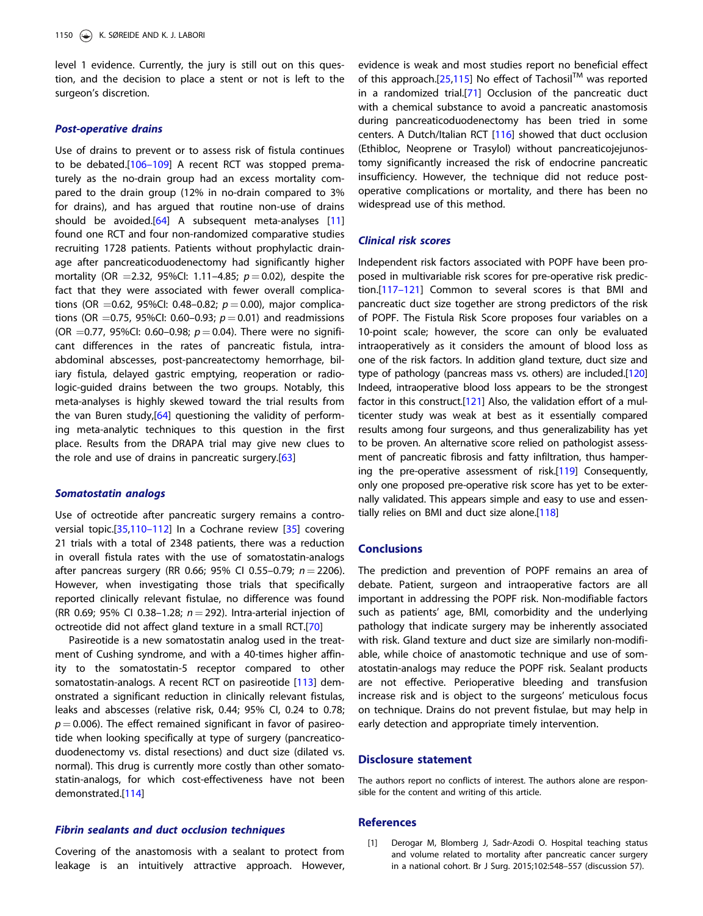level 1 evidence. Currently, the jury is still out on this question, and the decision to place a stent or not is left to the surgeon's discretion.

### *Post-operative drains*

Use of drains to prevent or to assess risk of fistula continues to be debated.[106–109] A recent RCT was stopped prematurely as the no-drain group had an excess mortality compared to the drain group (12% in no-drain compared to 3% for drains), and has argued that routine non-use of drains should be avoided.[64] A subsequent meta-analyses [11] found one RCT and four non-randomized comparative studies recruiting 1728 patients. Patients without prophylactic drainage after pancreaticoduodenectomy had significantly higher mortality (OR $=2.32$, 95%CI: 1.11–4.85; $p=0.02$), despite the fact that they were associated with fewer overall complications (OR $=0.62$, 95%CI: 0.48–0.82; $p=0.00$), major complications (OR $=0.75$, 95%CI: 0.60–0.93; $p=0.01$) and readmissions (OR $=0.77$, 95%CI: 0.60–0.98; $p=0.04$). There were no significant differences in the rates of pancreatic fistula, intra-abdominal abscesses, post-pancreatectomy hemorrhage, biliary fistula, delayed gastric emptying, reoperation or radiologic-guided drains between the two groups. Notably, this meta-analyses is highly skewed toward the trial results from the van Buren study,[64] questioning the validity of performing meta-analytic techniques to this question in the first place. Results from the DRAPA trial may give new clues to the role and use of drains in pancreatic surgery.[63]

### *Somatostatin analogs*

Use of octreotide after pancreatic surgery remains a controversial topic.[35,110–112] In a Cochrane review [35] covering 21 trials with a total of 2348 patients, there was a reduction in overall fistula rates with the use of somatostatin-analogs after pancreas surgery (RR 0.66; 95% CI 0.55–0.79; $n=2206$). However, when investigating those trials that specifically reported clinically relevant fistulae, no difference was found (RR 0.69; 95% CI 0.38–1.28; $n=292$). Intra-arterial injection of octreotide did not affect gland texture in a small RCT.[70]

Pasireotide is a new somatostatin analog used in the treatment of Cushing syndrome, and with a 40-times higher affinity to the somatostatin-5 receptor compared to other somatostatin-analogs. A recent RCT on pasireotide [113] demonstrated a significant reduction in clinically relevant fistulas, leaks and abscesses (relative risk, 0.44; 95% CI, 0.24 to 0.78; $p=0.006$). The effect remained significant in favor of pasireotide when looking specifically at type of surgery (pancreaticoduodenectomy vs. distal resections) and duct size (dilated vs. normal). This drug is currently more costly than other somatostatin-analogs, for which cost-effectiveness have not been demonstrated.[114]

### *Fibrin sealants and duct occlusion techniques*

Covering of the anastomosis with a sealant to protect from leakage is an intuitively attractive approach. However, evidence is weak and most studies report no beneficial effect of this approach.[25,115] No effect of Tachosil™ was reported in a randomized trial.[71] Occlusion of the pancreatic duct with a chemical substance to avoid a pancreatic anastomosis during pancreaticoduodenectomy has been tried in some centers. A Dutch/Italian RCT [116] showed that duct occlusion (Ethibloc, Neoprene or Trasylol) without pancreaticojejunostomy significantly increased the risk of endocrine pancreatic insufficiency. However, the technique did not reduce post-operative complications or mortality, and there has been no widespread use of this method.

### *Clinical risk scores*

Independent risk factors associated with POPF have been proposed in multivariable risk scores for pre-operative risk prediction.[117–121] Common to several scores is that BMI and pancreatic duct size together are strong predictors of the risk of POPF. The Fistula Risk Score proposes four variables on a 10-point scale; however, the score can only be evaluated intraoperatively as it considers the amount of blood loss as one of the risk factors. In addition gland texture, duct size and type of pathology (pancreas mass vs. others) are included.[120] Indeed, intraoperative blood loss appears to be the strongest factor in this construct.[121] Also, the validation effort of a multicenter study was weak at best as it essentially compared results among four surgeons, and thus generalizability has yet to be proven. An alternative score relied on pathologist assessment of pancreatic fibrosis and fatty infiltration, thus hampering the pre-operative assessment of risk.[119] Consequently, only one proposed pre-operative risk score has yet to be externally validated. This appears simple and easy to use and essentially relies on BMI and duct size alone.[118]

## Conclusions

The prediction and prevention of POPF remains an area of debate. Patient, surgeon and intraoperative factors are all important in addressing the POPF risk. Non-modifiable factors such as patients' age, BMI, comorbidity and the underlying pathology that indicate surgery may be inherently associated with risk. Gland texture and duct size are similarly non-modifiable, while choice of anastomotic technique and use of somatostatin-analogs may reduce the POPF risk. Sealant products are not effective. Perioperative bleeding and transfusion increase risk and is object to the surgeons' meticulous focus on technique. Drains do not prevent fistulae, but may help in early detection and appropriate timely intervention.

## Disclosure statement

The authors report no conflicts of interest. The authors alone are responsible for the content and writing of this article.

## References

[1] Derogar M, Blomberg J, Sadr-Azodi O. Hospital teaching status and volume related to mortality after pancreatic cancer surgery in a national cohort. Br J Surg. 2015;102:548–557 (discussion 57).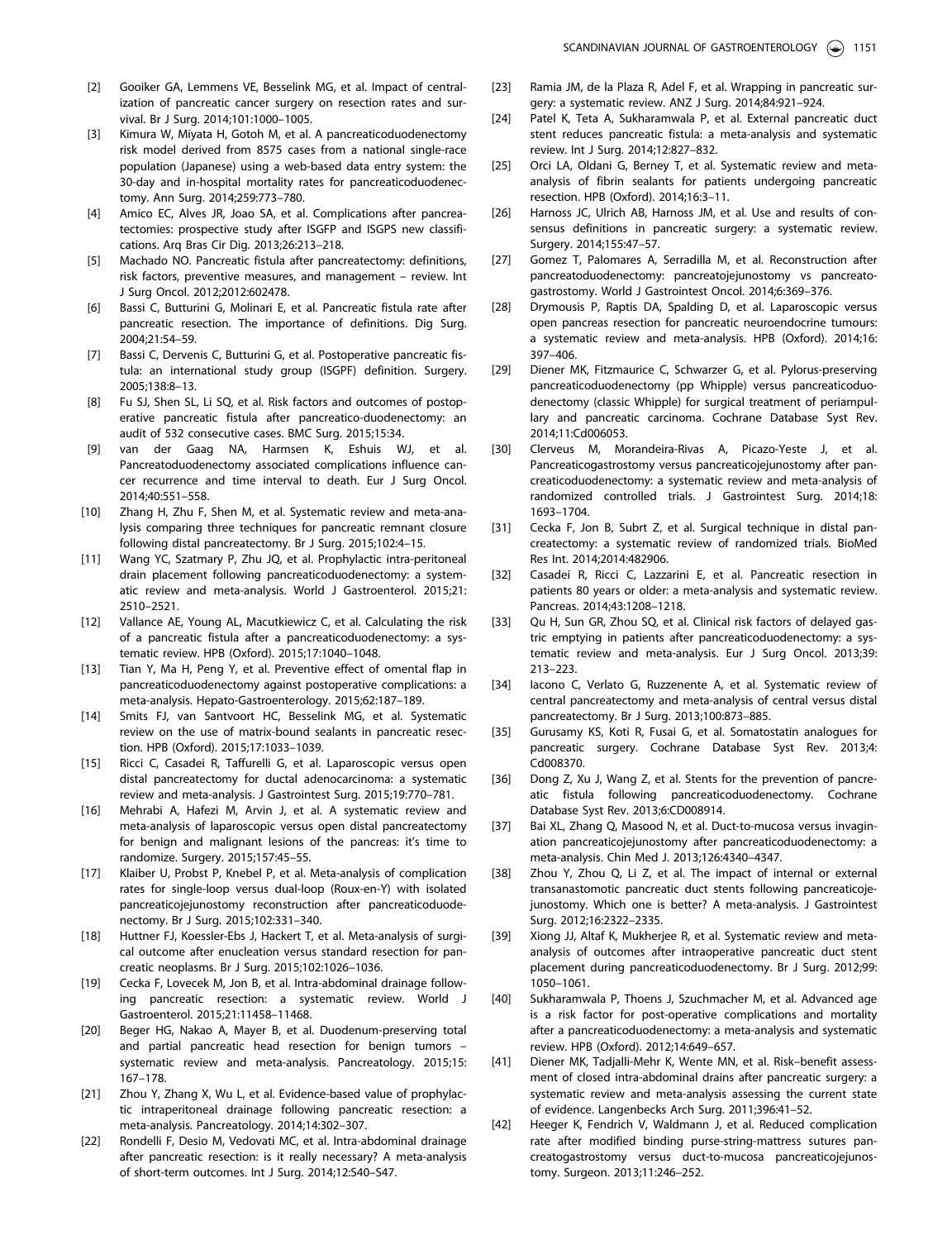[2] Gooiker GA, Lemmens VE, Besselink MG, et al. Impact of centralization of pancreatic cancer surgery on resection rates and survival. Br J Surg. 2014;101:1000–1005.

[3] Kimura W, Miyata H, Gotoh M, et al. A pancreaticoduodenectomy risk model derived from 8575 cases from a national single-race population (Japanese) using a web-based data entry system: the 30-day and in-hospital mortality rates for pancreaticoduodenectomy. Ann Surg. 2014;259:773–780.

[4] Amico EC, Alves JR, Joao SA, et al. Complications after pancreatectomies: prospective study after ISGFP and ISGPS new classifications. Arq Bras Cir Dig. 2013;26:213–218.

[5] Machado NO. Pancreatic fistula after pancreatectomy: definitions, risk factors, preventive measures, and management – review. Int J Surg Oncol. 2012;2012:602478.

[6] Bassi C, Butturini G, Molinari E, et al. Pancreatic fistula rate after pancreatic resection. The importance of definitions. Dig Surg. 2004;21:54–59.

[7] Bassi C, Dervenis C, Butturini G, et al. Postoperative pancreatic fistula: an international study group (ISGPF) definition. Surgery. 2005;138:8–13.

[8] Fu SJ, Shen SL, Li SQ, et al. Risk factors and outcomes of postoperative pancreatic fistula after pancreatico-duodenectomy: an audit of 532 consecutive cases. BMC Surg. 2015;15:34.

[9] van der Gaag NA, Harmsen K, Eshuis WJ, et al. Pancreatoduodenectomy associated complications influence cancer recurrence and time interval to death. Eur J Surg Oncol. 2014;40:551–558.

[10] Zhang H, Zhu F, Shen M, et al. Systematic review and meta-analysis comparing three techniques for pancreatic remnant closure following distal pancreatectomy. Br J Surg. 2015;102:4–15.

[11] Wang YC, Szatmary P, Zhu JQ, et al. Prophylactic intra-peritoneal drain placement following pancreaticoduodenectomy: a systematic review and meta-analysis. World J Gastroenterol. 2015;21: 2510–2521.

[12] Vallance AE, Young AL, Macutkiewicz C, et al. Calculating the risk of a pancreatic fistula after a pancreaticoduodenectomy: a systematic review. HPB (Oxford). 2015;17:1040–1048.

[13] Tian Y, Ma H, Peng Y, et al. Preventive effect of omental flap in pancreaticoduodenectomy against postoperative complications: a meta-analysis. Hepato-Gastroenterology. 2015;62:187–189.

[14] Smits FJ, van Santvoort HC, Besselink MG, et al. Systematic review on the use of matrix-bound sealants in pancreatic resection. HPB (Oxford). 2015;17:1033–1039.

[15] Ricci C, Casadei R, Taffurelli G, et al. Laparoscopic versus open distal pancreatectomy for ductal adenocarcinoma: a systematic review and meta-analysis. J Gastrointest Surg. 2015;19:770–781.

[16] Mehrabi A, Hafezi M, Arvin J, et al. A systematic review and meta-analysis of laparoscopic versus open distal pancreatectomy for benign and malignant lesions of the pancreas: it's time to randomize. Surgery. 2015;157:45–55.

[17] Klaiber U, Probst P, Knebel P, et al. Meta-analysis of complication rates for single-loop versus dual-loop (Roux-en-Y) with isolated pancreaticojejunostomy reconstruction after pancreaticoduodenectomy. Br J Surg. 2015;102:331–340.

[18] Huttner FJ, Koessler-Ebs J, Hackert T, et al. Meta-analysis of surgical outcome after enucleation versus standard resection for pancreatic neoplasms. Br J Surg. 2015;102:1026–1036.

[19] Cecka F, Lovecek M, Jon B, et al. Intra-abdominal drainage following pancreatic resection: a systematic review. World J Gastroenterol. 2015;21:11458–11468.

[20] Beger HG, Nakao A, Mayer B, et al. Duodenum-preserving total and partial pancreatic head resection for benign tumors – systematic review and meta-analysis. Pancreatology. 2015;15: 167–178.

[21] Zhou Y, Zhang X, Wu L, et al. Evidence-based value of prophylactic intraperitoneal drainage following pancreatic resection: a meta-analysis. Pancreatology. 2014;14:302–307.

[22] Rondelli F, Desio M, Vedovati MC, et al. Intra-abdominal drainage after pancreatic resection: is it really necessary? A meta-analysis of short-term outcomes. Int J Surg. 2014;12:S40–S47.

[23] Ramia JM, de la Plaza R, Adel F, et al. Wrapping in pancreatic surgery: a systematic review. ANZ J Surg. 2014;84:921–924.

[24] Patel K, Teta A, Sukharamwala P, et al. External pancreatic duct stent reduces pancreatic fistula: a meta-analysis and systematic review. Int J Surg. 2014;12:827–832.

[25] Orci LA, Oldani G, Berney T, et al. Systematic review and meta-analysis of fibrin sealants for patients undergoing pancreatic resection. HPB (Oxford). 2014;16:3–11.

[26] Harnoss JC, Ulrich AB, Harnoss JM, et al. Use and results of consensus definitions in pancreatic surgery: a systematic review. Surgery. 2014;155:47–57.

[27] Gomez T, Palomares A, Serradilla M, et al. Reconstruction after pancreatoduodenectomy: pancreatojejunostomy vs pancreatogastrostomy. World J Gastrointest Oncol. 2014;6:369–376.

[28] Drymousis P, Raptis DA, Spalding D, et al. Laparoscopic versus open pancreas resection for pancreatic neuroendocrine tumours: a systematic review and meta-analysis. HPB (Oxford). 2014;16: 397–406.

[29] Diener MK, Fitzmaurice C, Schwarzer G, et al. Pylorus-preserving pancreaticoduodenectomy (pp Whipple) versus pancreaticoduodenectomy (classic Whipple) for surgical treatment of periampullary and pancreatic carcinoma. Cochrane Database Syst Rev. 2014;11:Cd006053.

[30] Clerveus M, Morandeira-Rivas A, Picazo-Yeste J, et al. Pancreaticogastrostomy versus pancreaticojejunostomy after pancreaticoduodenectomy: a systematic review and meta-analysis of randomized controlled trials. J Gastrointest Surg. 2014;18: 1693–1704.

[31] Cecka F, Jon B, Subrt Z, et al. Surgical technique in distal pancreatectomy: a systematic review of randomized trials. BioMed Res Int. 2014;2014:482906.

[32] Casadei R, Ricci C, Lazzarini E, et al. Pancreatic resection in patients 80 years or older: a meta-analysis and systematic review. Pancreas. 2014;43:1208–1218.

[33] Qu H, Sun GR, Zhou SQ, et al. Clinical risk factors of delayed gastric emptying in patients after pancreaticoduodenectomy: a systematic review and meta-analysis. Eur J Surg Oncol. 2013;39: 213–223.

[34] Iacono C, Verlato G, Ruzzenente A, et al. Systematic review of central pancreatectomy and meta-analysis of central versus distal pancreatectomy. Br J Surg. 2013;100:873–885.

[35] Gurusamy KS, Koti R, Fusai G, et al. Somatostatin analogues for pancreatic surgery. Cochrane Database Syst Rev. 2013;4: Cd008370.

[36] Dong Z, Xu J, Wang Z, et al. Stents for the prevention of pancreatic fistula following pancreaticoduodenectomy. Cochrane Database Syst Rev. 2013;6:CD008914.

[37] Bai XL, Zhang Q, Masood N, et al. Duct-to-mucosa versus invagination pancreaticojejunostomy after pancreaticoduodenectomy: a meta-analysis. Chin Med J. 2013;126:4340–4347.

[38] Zhou Y, Zhou Q, Li Z, et al. The impact of internal or external transanastomotic pancreatic duct stents following pancreaticojejunostomy. Which one is better? A meta-analysis. J Gastrointest Surg. 2012;16:2322–2335.

[39] Xiong JJ, Altaf K, Mukherjee R, et al. Systematic review and meta-analysis of outcomes after intraoperative pancreatic duct stent placement during pancreaticoduodenectomy. Br J Surg. 2012;99: 1050–1061.

[40] Sukharamwala P, Thoens J, Szuchmacher M, et al. Advanced age is a risk factor for post-operative complications and mortality after a pancreaticoduodenectomy: a meta-analysis and systematic review. HPB (Oxford). 2012;14:649–657.

[41] Diener MK, Tadjalli-Mehr K, Wente MN, et al. Risk–benefit assessment of closed intra-abdominal drains after pancreatic surgery: a systematic review and meta-analysis assessing the current state of evidence. Langenbecks Arch Surg. 2011;396:41–52.

[42] Heeger K, Fendrich V, Waldmann J, et al. Reduced complication rate after modified binding purse-string-mattress sutures pancreatogastrostomy versus duct-to-mucosa pancreaticojejunostomy. Surgeon. 2013;11:246–252.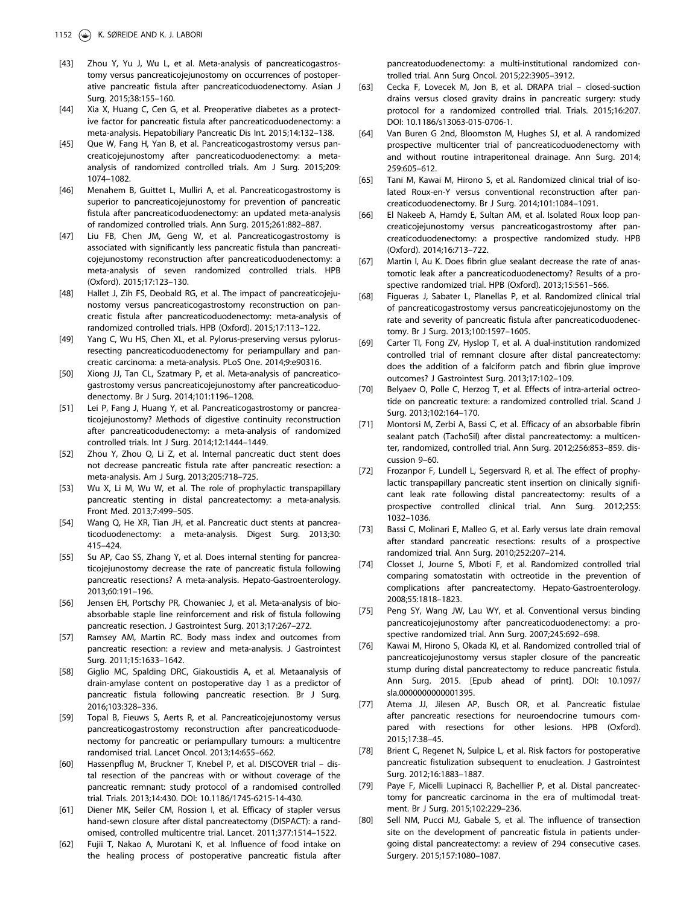[43] Zhou Y, Yu J, Wu L, et al. Meta-analysis of pancreaticogastrostomy versus pancreaticojejunostomy on occurrences of postoperative pancreatic fistula after pancreaticoduodenectomy. Asian J Surg. 2015;38:155–160.

[44] Xia X, Huang C, Cen G, et al. Preoperative diabetes as a protective factor for pancreatic fistula after pancreaticoduodenectomy: a meta-analysis. Hepatobiliary Pancreatic Dis Int. 2015;14:132–138.

[45] Que W, Fang H, Yan B, et al. Pancreaticogastrostomy versus pancreaticojejunostomy after pancreaticoduodenectomy: a meta-analysis of randomized controlled trials. Am J Surg. 2015;209: 1074–1082.

[46] Menahem B, Guittet L, Mulliri A, et al. Pancreaticogastrostomy is superior to pancreaticojejunostomy for prevention of pancreatic fistula after pancreaticoduodenectomy: an updated meta-analysis of randomized controlled trials. Ann Surg. 2015;261:882–887.

[47] Liu FB, Chen JM, Geng W, et al. Pancreaticogastrostomy is associated with significantly less pancreatic fistula than pancreaticojejunostomy reconstruction after pancreaticoduodenectomy: a meta-analysis of seven randomized controlled trials. HPB (Oxford). 2015;17:123–130.

[48] Hallet J, Zih FS, Deobald RG, et al. The impact of pancreaticojejunostomy versus pancreaticogastrostomy reconstruction on pancreatic fistula after pancreaticoduodenectomy: meta-analysis of randomized controlled trials. HPB (Oxford). 2015;17:113–122.

[49] Yang C, Wu HS, Chen XL, et al. Pylorus-preserving versus pylorus-resecting pancreaticoduodenectomy for periampullary and pancreatic carcinoma: a meta-analysis. PLoS One. 2014;9:e90316.

[50] Xiong JJ, Tan CL, Szatmary P, et al. Meta-analysis of pancreaticogastrostomy versus pancreaticojejunostomy after pancreaticoduodenectomy. Br J Surg. 2014;101:1196–1208.

[51] Lei P, Fang J, Huang Y, et al. Pancreaticogastrostomy or pancreaticojejunostomy? Methods of digestive continuity reconstruction after pancreaticodudenectomy: a meta-analysis of randomized controlled trials. Int J Surg. 2014;12:1444–1449.

[52] Zhou Y, Zhou Q, Li Z, et al. Internal pancreatic duct stent does not decrease pancreatic fistula rate after pancreatic resection: a meta-analysis. Am J Surg. 2013;205:718–725.

[53] Wu X, Li M, Wu W, et al. The role of prophylactic transpapillary pancreatic stenting in distal pancreatectomy: a meta-analysis. Front Med. 2013;7:499–505.

[54] Wang Q, He XR, Tian JH, et al. Pancreatic duct stents at pancreaticoduodenectomy: a meta-analysis. Digest Surg. 2013;30: 415–424.

[55] Su AP, Cao SS, Zhang Y, et al. Does internal stenting for pancreaticojejunostomy decrease the rate of pancreatic fistula following pancreatic resections? A meta-analysis. Hepato-Gastroenterology. 2013;60:191–196.

[56] Jensen EH, Portschy PR, Chowaniec J, et al. Meta-analysis of bioabsorbable staple line reinforcement and risk of fistula following pancreatic resection. J Gastrointest Surg. 2013;17:267–272.

[57] Ramsey AM, Martin RC. Body mass index and outcomes from pancreatic resection: a review and meta-analysis. J Gastrointest Surg. 2011;15:1633–1642.

[58] Giglio MC, Spalding DRC, Giakoustidis A, et al. Metaanalysis of drain-amylase content on postoperative day 1 as a predictor of pancreatic fistula following pancreatic resection. Br J Surg. 2016;103:328–336.

[59] Topal B, Fieuws S, Aerts R, et al. Pancreaticojejunostomy versus pancreaticogastrostomy reconstruction after pancreaticoduodenectomy for pancreatic or periampullary tumours: a multicentre randomised trial. Lancet Oncol. 2013;14:655–662.

[60] Hassenpflug M, Bruckner T, Knebel P, et al. DISCOVER trial – distal resection of the pancreas with or without coverage of the pancreatic remnant: study protocol of a randomised controlled trial. Trials. 2013;14:430. DOI: 10.1186/1745-6215-14-430.

[61] Diener MK, Seiler CM, Rossion I, et al. Efficacy of stapler versus hand-sewn closure after distal pancreatectomy (DISPACT): a randomised, controlled multicentre trial. Lancet. 2011;377:1514–1522.

[62] Fujii T, Nakao A, Murotani K, et al. Influence of food intake on the healing process of postoperative pancreatic fistula after pancreatoduodenectomy: a multi-institutional randomized controlled trial. Ann Surg Oncol. 2015;22:3905–3912.

[63] Cecka F, Lovecek M, Jon B, et al. DRAPA trial – closed-suction drains versus closed gravity drains in pancreatic surgery: study protocol for a randomized controlled trial. Trials. 2015;16:207. DOI: 10.1186/s13063-015-0706-1.

[64] Van Buren G 2nd, Bloomston M, Hughes SJ, et al. A randomized prospective multicenter trial of pancreaticoduodenectomy with and without routine intraperitoneal drainage. Ann Surg. 2014; 259:605–612.

[65] Tani M, Kawai M, Hirono S, et al. Randomized clinical trial of isolated Roux-en-Y versus conventional reconstruction after pancreaticoduodenectomy. Br J Surg. 2014;101:1084–1091.

[66] El Nakeeb A, Hamdy E, Sultan AM, et al. Isolated Roux loop pancreaticojejunostomy versus pancreaticogastrostomy after pancreaticoduodenectomy: a prospective randomized study. HPB (Oxford). 2014;16:713–722.

[67] Martin I, Au K. Does fibrin glue sealant decrease the rate of anastomotic leak after a pancreaticoduodenectomy? Results of a prospective randomized trial. HPB (Oxford). 2013;15:561–566.

[68] Figueras J, Sabater L, Planellas P, et al. Randomized clinical trial of pancreaticogastrostomy versus pancreaticojejunostomy on the rate and severity of pancreatic fistula after pancreaticoduodenectomy. Br J Surg. 2013;100:1597–1605.

[69] Carter TI, Fong ZV, Hyslop T, et al. A dual-institution randomized controlled trial of remnant closure after distal pancreatectomy: does the addition of a falciform patch and fibrin glue improve outcomes? J Gastrointest Surg. 2013;17:102–109.

[70] Belyaev O, Polle C, Herzog T, et al. Effects of intra-arterial octreotide on pancreatic texture: a randomized controlled trial. Scand J Surg. 2013;102:164–170.

[71] Montorsi M, Zerbi A, Bassi C, et al. Efficacy of an absorbable fibrin sealant patch (TachoSil) after distal pancreatectomy: a multicenter, randomized, controlled trial. Ann Surg. 2012;256:853–859. discussion 9–60.

[72] Frozanpor F, Lundell L, Segersvard R, et al. The effect of prophylactic transpapillary pancreatic stent insertion on clinically significant leak rate following distal pancreatectomy: results of a prospective controlled clinical trial. Ann Surg. 2012;255: 1032–1036.

[73] Bassi C, Molinari E, Malleo G, et al. Early versus late drain removal after standard pancreatic resections: results of a prospective randomized trial. Ann Surg. 2010;252:207–214.

[74] Closset J, Journe S, Mboti F, et al. Randomized controlled trial comparing somatostatin with octreotide in the prevention of complications after pancreatectomy. Hepato-Gastroenterology. 2008;55:1818–1823.

[75] Peng SY, Wang JW, Lau WY, et al. Conventional versus binding pancreaticojejunostomy after pancreaticoduodenectomy: a prospective randomized trial. Ann Surg. 2007;245:692–698.

[76] Kawai M, Hirono S, Okada KI, et al. Randomized controlled trial of pancreaticojejunostomy versus stapler closure of the pancreatic stump during distal pancreatectomy to reduce pancreatic fistula. Ann Surg. 2015. [Epub ahead of print]. DOI: 10.1097/sla.0000000000001395.

[77] Atema JJ, Jilesen AP, Busch OR, et al. Pancreatic fistulae after pancreatic resections for neuroendocrine tumours compared with resections for other lesions. HPB (Oxford). 2015;17:38–45.

[78] Brient C, Regenet N, Sulpice L, et al. Risk factors for postoperative pancreatic fistulization subsequent to enucleation. J Gastrointest Surg. 2012;16:1883–1887.

[79] Paye F, Micelli Lupinacci R, Bachellier P, et al. Distal pancreatectomy for pancreatic carcinoma in the era of multimodal treatment. Br J Surg. 2015;102:229–236.

[80] Sell NM, Pucci MJ, Gabale S, et al. The influence of transection site on the development of pancreatic fistula in patients undergoing distal pancreatectomy: a review of 294 consecutive cases. Surgery. 2015;157:1080–1087.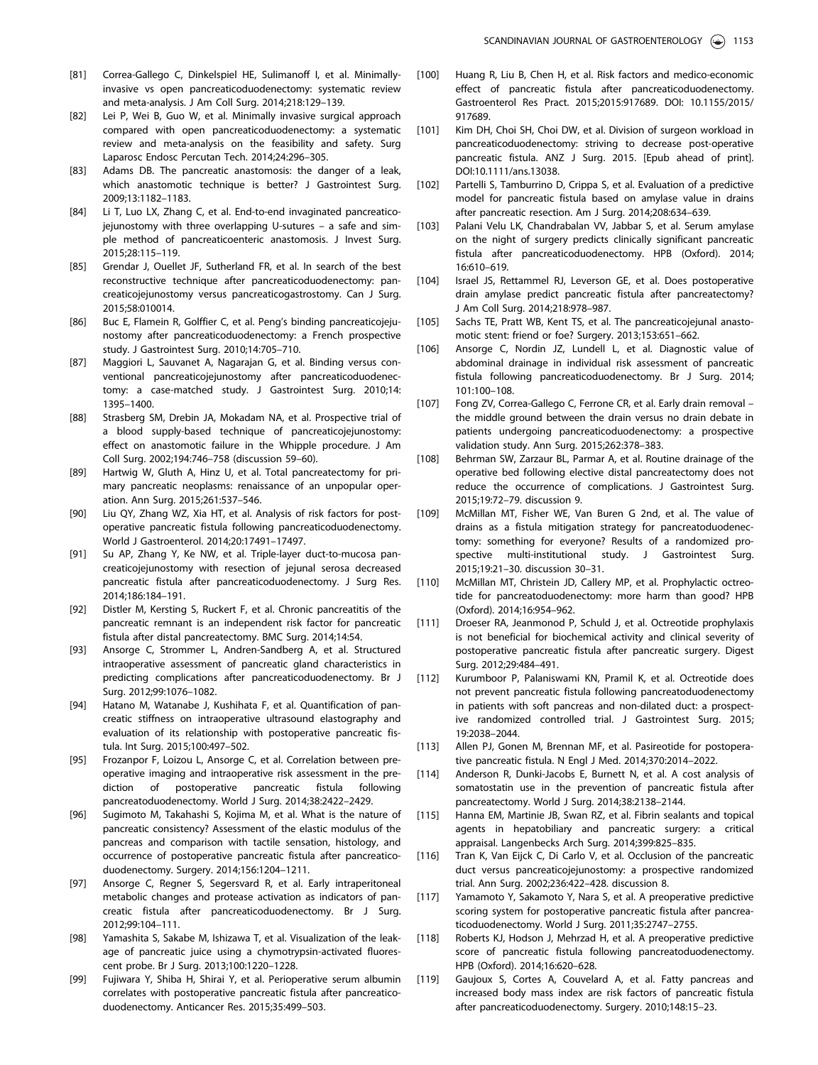[81] Correa-Gallego C, Dinkelspiel HE, Sulimanoff I, et al. Minimally-invasive vs open pancreaticoduodenectomy: systematic review and meta-analysis. J Am Coll Surg. 2014;218:129–139.

[82] Lei P, Wei B, Guo W, et al. Minimally invasive surgical approach compared with open pancreaticoduodenectomy: a systematic review and meta-analysis on the feasibility and safety. Surg Laparosc Endosc Percutan Tech. 2014;24:296–305.

[83] Adams DB. The pancreatic anastomosis: the danger of a leak, which anastomotic technique is better? J Gastrointest Surg. 2009;13:1182–1183.

[84] Li T, Luo LX, Zhang C, et al. End-to-end invaginated pancreaticojejunostomy with three overlapping U-sutures – a safe and simple method of pancreaticoenteric anastomosis. J Invest Surg. 2015;28:115–119.

[85] Grendar J, Ouellet JF, Sutherland FR, et al. In search of the best reconstructive technique after pancreaticoduodenectomy: pancreaticojejunostomy versus pancreaticogastrostomy. Can J Surg. 2015;58:010014.

[86] Buc E, Flamein R, Golffier C, et al. Peng's binding pancreaticojejunostomy after pancreaticoduodenectomy: a French prospective study. J Gastrointest Surg. 2010;14:705–710.

[87] Maggiori L, Sauvanet A, Nagarajan G, et al. Binding versus conventional pancreaticojejunostomy after pancreaticoduodenectomy: a case-matched study. J Gastrointest Surg. 2010;14:1395–1400.

[88] Strasberg SM, Drebin JA, Mokadam NA, et al. Prospective trial of a blood supply-based technique of pancreaticojejunostomy: effect on anastomotic failure in the Whipple procedure. J Am Coll Surg. 2002;194:746–758 (discussion 59–60).

[89] Hartwig W, Gluth A, Hinz U, et al. Total pancreatectomy for primary pancreatic neoplasms: renaissance of an unpopular operation. Ann Surg. 2015;261:537–546.

[90] Liu QY, Zhang WZ, Xia HT, et al. Analysis of risk factors for postoperative pancreatic fistula following pancreaticoduodenectomy. World J Gastroenterol. 2014;20:17491–17497.

[91] Su AP, Zhang Y, Ke NW, et al. Triple-layer duct-to-mucosa pancreaticojejunostomy with resection of jejunal serosa decreased pancreatic fistula after pancreaticoduodenectomy. J Surg Res. 2014;186:184–191.

[92] Distler M, Kersting S, Ruckert F, et al. Chronic pancreatitis of the pancreatic remnant is an independent risk factor for pancreatic fistula after distal pancreatectomy. BMC Surg. 2014;14:54.

[93] Ansorge C, Strommer L, Andren-Sandberg A, et al. Structured intraoperative assessment of pancreatic gland characteristics in predicting complications after pancreaticoduodenectomy. Br J Surg. 2012;99:1076–1082.

[94] Hatano M, Watanabe J, Kushihata F, et al. Quantification of pancreatic stiffness on intraoperative ultrasound elastography and evaluation of its relationship with postoperative pancreatic fistula. Int Surg. 2015;100:497–502.

[95] Frozanpor F, Loizou L, Ansorge C, et al. Correlation between preoperative imaging and intraoperative risk assessment in the prediction of postoperative pancreatic fistula following pancreatoduodenectomy. World J Surg. 2014;38:2422–2429.

[96] Sugimoto M, Takahashi S, Kojima M, et al. What is the nature of pancreatic consistency? Assessment of the elastic modulus of the pancreas and comparison with tactile sensation, histology, and occurrence of postoperative pancreatic fistula after pancreaticoduodenectomy. Surgery. 2014;156:1204–1211.

[97] Ansorge C, Regner S, Segersvard R, et al. Early intraperitoneal metabolic changes and protease activation as indicators of pancreatic fistula after pancreaticoduodenectomy. Br J Surg. 2012;99:104–111.

[98] Yamashita S, Sakabe M, Ishizawa T, et al. Visualization of the leakage of pancreatic juice using a chymotrypsin-activated fluorescent probe. Br J Surg. 2013;100:1220–1228.

[99] Fujiwara Y, Shiba H, Shirai Y, et al. Perioperative serum albumin correlates with postoperative pancreatic fistula after pancreaticoduodenectomy. Anticancer Res. 2015;35:499–503.

[100] Huang R, Liu B, Chen H, et al. Risk factors and medico-economic effect of pancreatic fistula after pancreaticoduodenectomy. Gastroenterol Res Pract. 2015;2015:917689. DOI: 10.1155/2015/917689.

[101] Kim DH, Choi SH, Choi DW, et al. Division of surgeon workload in pancreaticoduodenectomy: striving to decrease post-operative pancreatic fistula. ANZ J Surg. 2015. [Epub ahead of print]. DOI:10.1111/ans.13038.

[102] Partelli S, Tamburrino D, Crippa S, et al. Evaluation of a predictive model for pancreatic fistula based on amylase value in drains after pancreatic resection. Am J Surg. 2014;208:634–639.

[103] Palani Velu LK, Chandrabalan VV, Jabbar S, et al. Serum amylase on the night of surgery predicts clinically significant pancreatic fistula after pancreaticoduodenectomy. HPB (Oxford). 2014;16:610–619.

[104] Israel JS, Rettammel RJ, Leverson GE, et al. Does postoperative drain amylase predict pancreatic fistula after pancreatectomy? J Am Coll Surg. 2014;218:978–987.

[105] Sachs TE, Pratt WB, Kent TS, et al. The pancreaticojejunal anastomotic stent: friend or foe? Surgery. 2013;153:651–662.

[106] Ansorge C, Nordin JZ, Lundell L, et al. Diagnostic value of abdominal drainage in individual risk assessment of pancreatic fistula following pancreaticoduodenectomy. Br J Surg. 2014;101:100–108.

[107] Fong ZV, Correa-Gallego C, Ferrone CR, et al. Early drain removal – the middle ground between the drain versus no drain debate in patients undergoing pancreaticoduodenectomy: a prospective validation study. Ann Surg. 2015;262:378–383.

[108] Behrman SW, Zarzaur BL, Parmar A, et al. Routine drainage of the operative bed following elective distal pancreatectomy does not reduce the occurrence of complications. J Gastrointest Surg. 2015;19:72–79. discussion 9.

[109] McMillan MT, Fisher WE, Van Buren G 2nd, et al. The value of drains as a fistula mitigation strategy for pancreatoduodenectomy: something for everyone? Results of a randomized prospective multi-institutional study. J Gastrointest Surg. 2015;19:21–30. discussion 30–31.

[110] McMillan MT, Christein JD, Callery MP, et al. Prophylactic octreotide for pancreatoduodenectomy: more harm than good? HPB (Oxford). 2014;16:954–962.

[111] Droeser RA, Jeanmonod P, Schuld J, et al. Octreotide prophylaxis is not beneficial for biochemical activity and clinical severity of postoperative pancreatic fistula after pancreatic surgery. Digest Surg. 2012;29:484–491.

[112] Kurumboor P, Palaniswami KN, Pramil K, et al. Octreotide does not prevent pancreatic fistula following pancreatoduodenectomy in patients with soft pancreas and non-dilated duct: a prospective randomized controlled trial. J Gastrointest Surg. 2015;19:2038–2044.

[113] Allen PJ, Gonen M, Brennan MF, et al. Pasireotide for postoperative pancreatic fistula. N Engl J Med. 2014;370:2014–2022.

[114] Anderson R, Dunki-Jacobs E, Burnett N, et al. A cost analysis of somatostatin use in the prevention of pancreatic fistula after pancreatectomy. World J Surg. 2014;38:2138–2144.

[115] Hanna EM, Martinie JB, Swan RZ, et al. Fibrin sealants and topical agents in hepatobiliary and pancreatic surgery: a critical appraisal. Langenbecks Arch Surg. 2014;399:825–835.

[116] Tran K, Van Eijck C, Di Carlo V, et al. Occlusion of the pancreatic duct versus pancreaticojejunostomy: a prospective randomized trial. Ann Surg. 2002;236:422–428. discussion 8.

[117] Yamamoto Y, Sakamoto Y, Nara S, et al. A preoperative predictive scoring system for postoperative pancreatic fistula after pancreaticoduodenectomy. World J Surg. 2011;35:2747–2755.

[118] Roberts KJ, Hodson J, Mehrzad H, et al. A preoperative predictive score of pancreatic fistula following pancreatoduodenectomy. HPB (Oxford). 2014;16:620–628.

[119] Gaujoux S, Cortes A, Couvelard A, et al. Fatty pancreas and increased body mass index are risk factors of pancreatic fistula after pancreaticoduodenectomy. Surgery. 2010;148:15–23.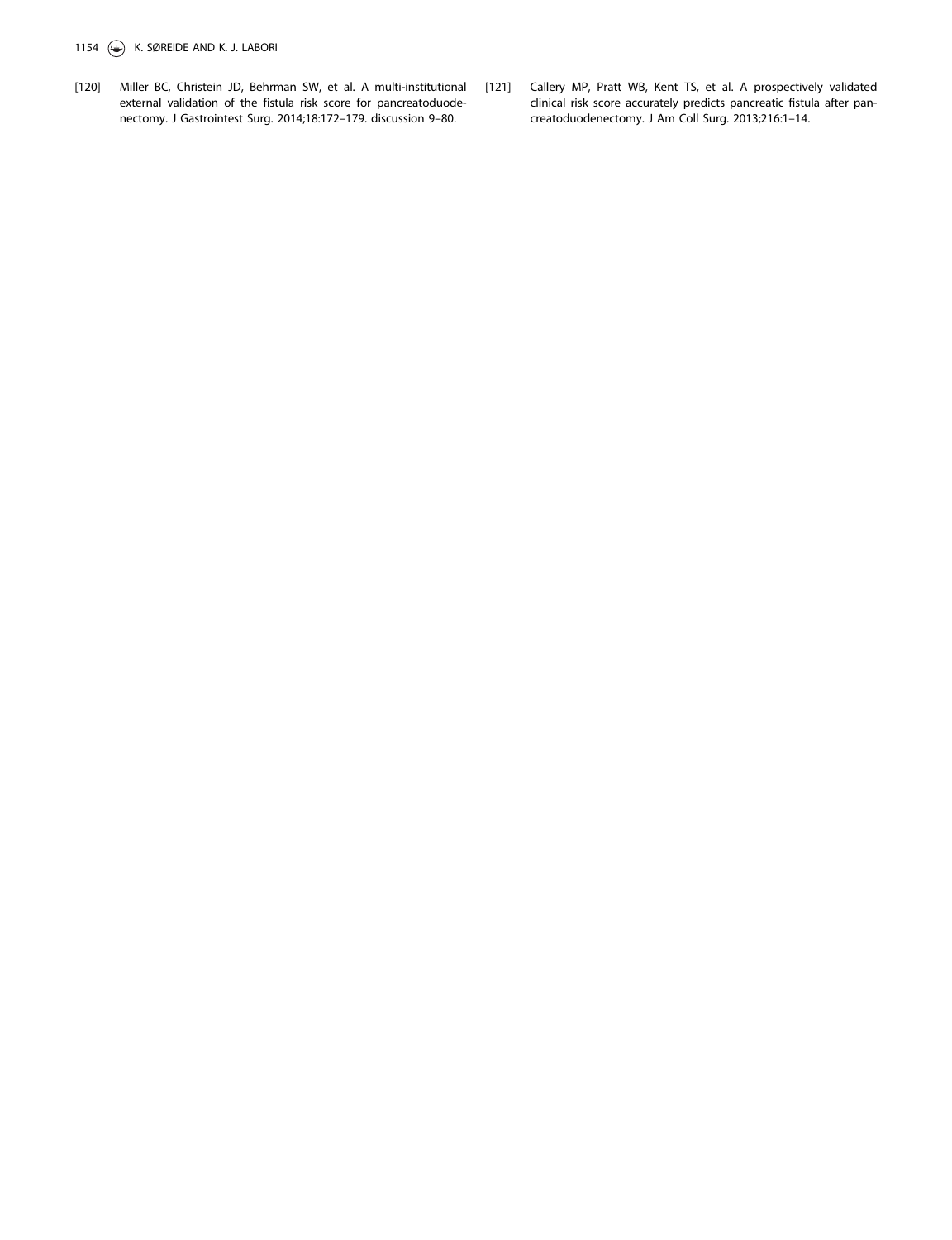[120] Miller BC, Christein JD, Behrman SW, et al. A multi-institutional external validation of the fistula risk score for pancreatoduodenectomy. J Gastrointest Surg. 2014;18:172–179. discussion 9–80.

[121] Callery MP, Pratt WB, Kent TS, et al. A prospectively validated clinical risk score accurately predicts pancreatic fistula after pancreatoduodenectomy. J Am Coll Surg. 2013;216:1–14.